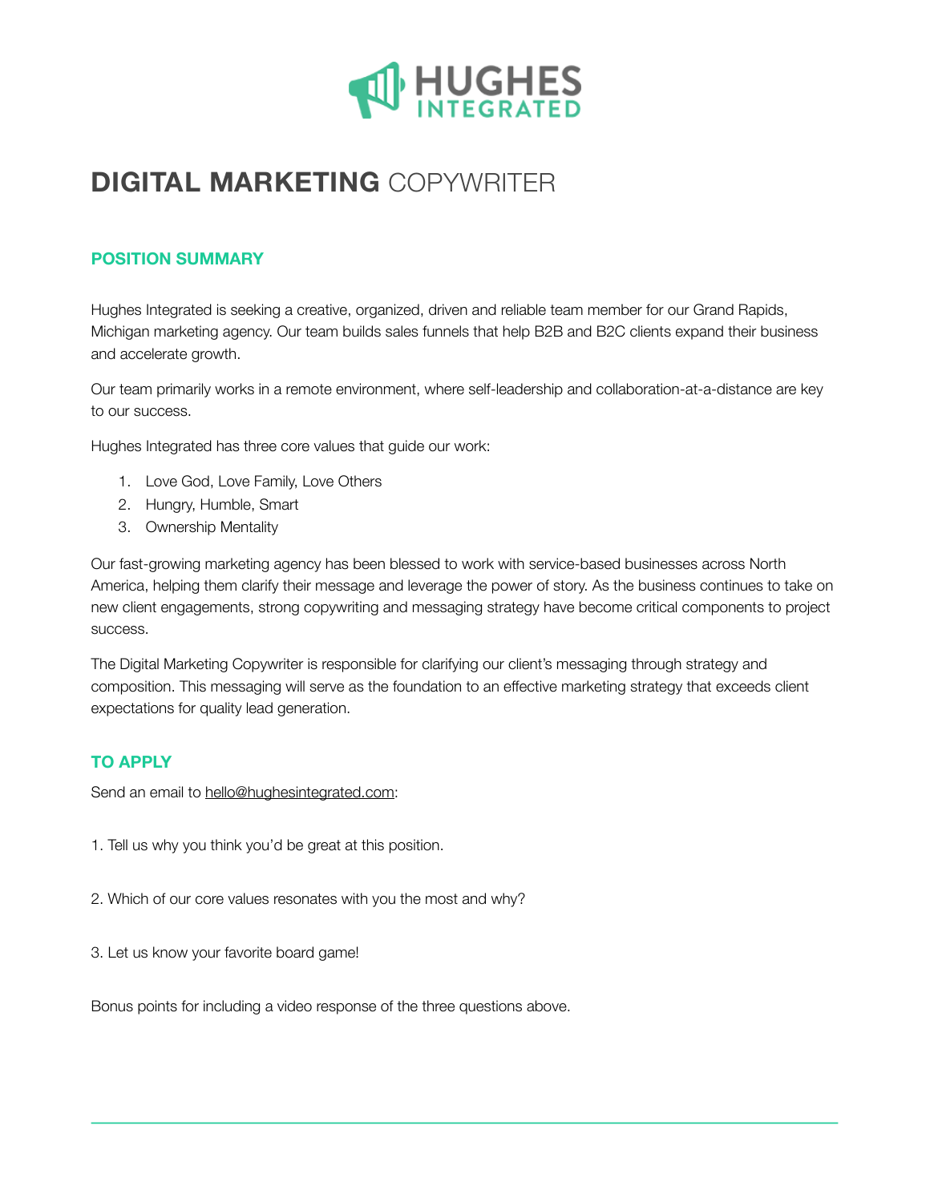HUGHES INTEGRATED

# **DIGITAL MARKETING** COPYWRITER

## POSITION SUMMARY

Hughes Integrated is seeking a creative, organized, driven and reliable team member for our Grand Rapids, Michigan marketing agency. Our team builds sales funnels that help B2B and B2C clients expand their business and accelerate growth.

Our team primarily works in a remote environment, where self-leadership and collaboration-at-a-distance are key to our success.

Hughes Integrated has three core values that guide our work:

1. Love God, Love Family, Love Others
2. Hungry, Humble, Smart
3. Ownership Mentality

Our fast-growing marketing agency has been blessed to work with service-based businesses across North America, helping them clarify their message and leverage the power of story. As the business continues to take on new client engagements, strong copywriting and messaging strategy have become critical components to project success.

The Digital Marketing Copywriter is responsible for clarifying our client's messaging through strategy and composition. This messaging will serve as the foundation to an effective marketing strategy that exceeds client expectations for quality lead generation.

## TO APPLY

Send an email to hello@hughesintegrated.com:

1. Tell us why you think you'd be great at this position.

2. Which of our core values resonates with you the most and why?

3. Let us know your favorite board game!

Bonus points for including a video response of the three questions above.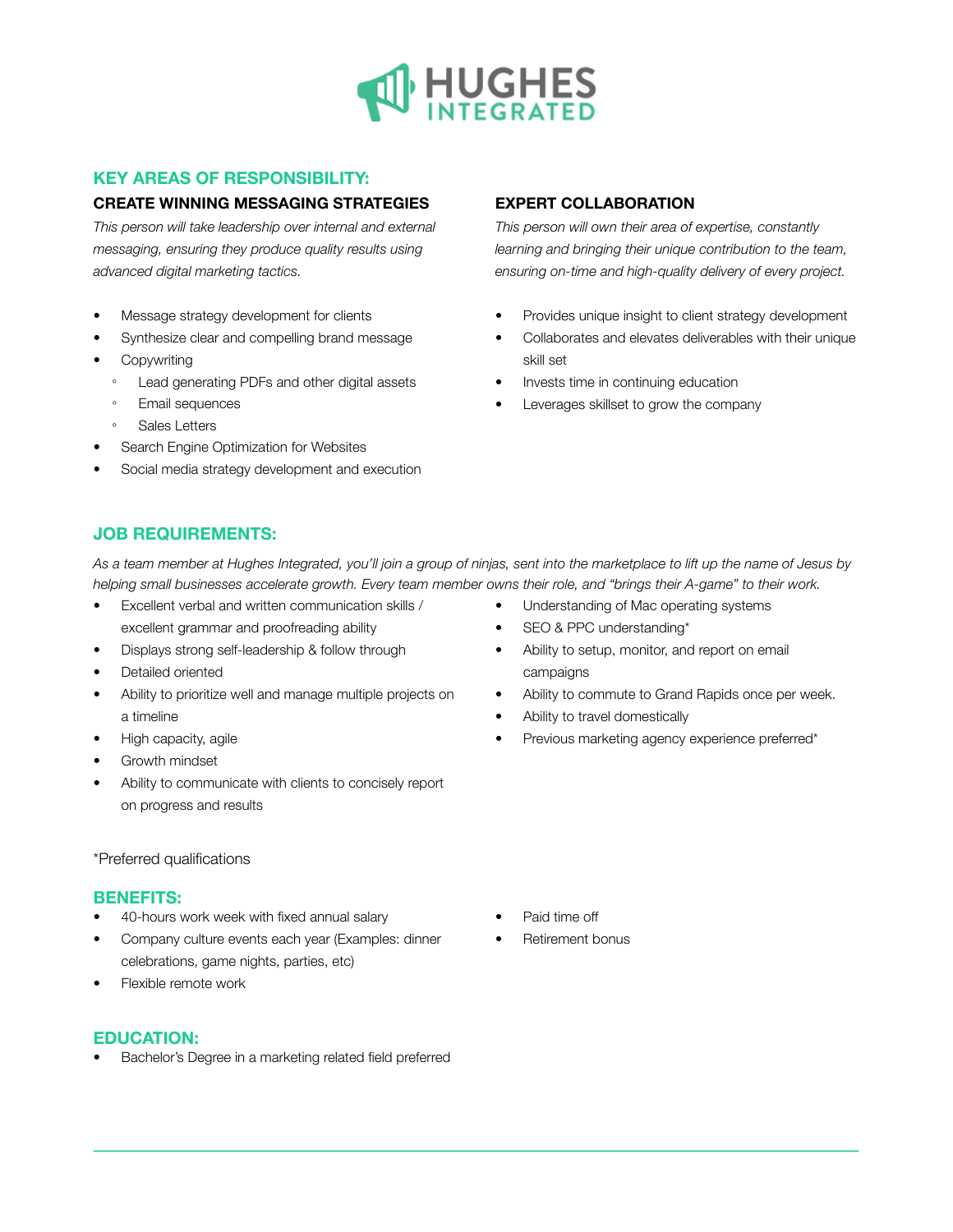HUGHES INTEGRATED

## KEY AREAS OF RESPONSIBILITY:

### CREATE WINNING MESSAGING STRATEGIES

*This person will take leadership over internal and external messaging, ensuring they produce quality results using advanced digital marketing tactics.*

- Message strategy development for clients
- Synthesize clear and compelling brand message
- Copywriting
  - Lead generating PDFs and other digital assets
  - Email sequences
  - Sales Letters
- Search Engine Optimization for Websites
- Social media strategy development and execution

### EXPERT COLLABORATION

*This person will own their area of expertise, constantly learning and bringing their unique contribution to the team, ensuring on-time and high-quality delivery of every project.*

- Provides unique insight to client strategy development
- Collaborates and elevates deliverables with their unique skill set
- Invests time in continuing education
- Leverages skillset to grow the company

## JOB REQUIREMENTS:

*As a team member at Hughes Integrated, you'll join a group of ninjas, sent into the marketplace to lift up the name of Jesus by helping small businesses accelerate growth. Every team member owns their role, and "brings their A-game" to their work.*

- Excellent verbal and written communication skills / excellent grammar and proofreading ability
- Displays strong self-leadership & follow through
- Detailed oriented
- Ability to prioritize well and manage multiple projects on a timeline
- High capacity, agile
- Growth mindset
- Ability to communicate with clients to concisely report on progress and results
- Understanding of Mac operating systems
- SEO & PPC understanding*
- Ability to setup, monitor, and report on email campaigns
- Ability to commute to Grand Rapids once per week.
- Ability to travel domestically
- Previous marketing agency experience preferred*

*Preferred qualifications

## BENEFITS:

- 40-hours work week with fixed annual salary
- Company culture events each year (Examples: dinner celebrations, game nights, parties, etc)
- Flexible remote work
- Paid time off
- Retirement bonus

## EDUCATION:

- Bachelor's Degree in a marketing related field preferred